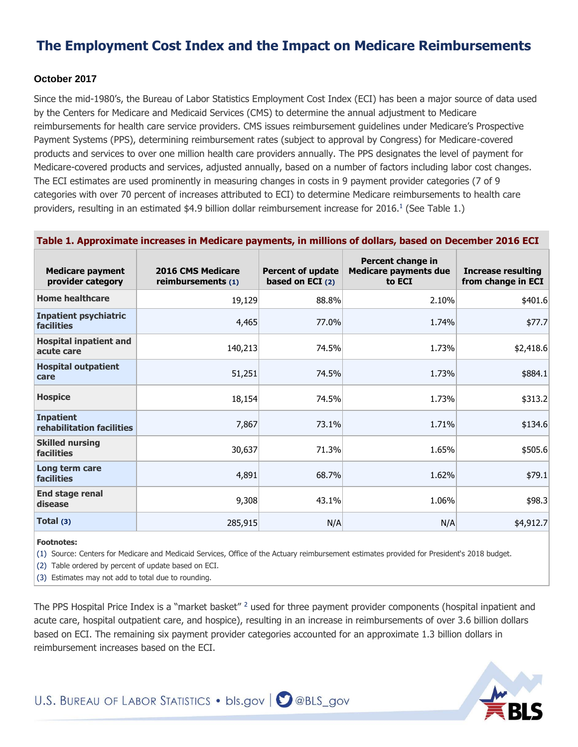# The Employment Cost Index and the Impact on Medicare Reimbursements

**October 2017**

Since the mid-1980's, the Bureau of Labor Statistics Employment Cost Index (ECI) has been a major source of data used by the Centers for Medicare and Medicaid Services (CMS) to determine the annual adjustment to Medicare reimbursements for health care service providers. CMS issues reimbursement guidelines under Medicare's Prospective Payment Systems (PPS), determining reimbursement rates (subject to approval by Congress) for Medicare-covered products and services to over one million health care providers annually. The PPS designates the level of payment for Medicare-covered products and services, adjusted annually, based on a number of factors including labor cost changes. The ECI estimates are used prominently in measuring changes in costs in 9 payment provider categories (7 of 9 categories with over 70 percent of increases attributed to ECI) to determine Medicare reimbursements to health care providers, resulting in an estimated $4.9 billion dollar reimbursement increase for 2016.[1] (See Table 1.)

**Table 1. Approximate increases in Medicare payments, in millions of dollars, based on December 2016 ECI**

| Medicare payment provider category | 2016 CMS Medicare reimbursements (1) | Percent of update based on ECI (2) | Percent change in Medicare payments due to ECI | Increase resulting from change in ECI |
|---|---|---|---|---|
| Home healthcare | 19,129 | 88.8% | 2.10% | $401.6 |
| Inpatient psychiatric facilities | 4,465 | 77.0% | 1.74% | $77.7 |
| Hospital inpatient and acute care | 140,213 | 74.5% | 1.73% | $2,418.6 |
| Hospital outpatient care | 51,251 | 74.5% | 1.73% | $884.1 |
| Hospice | 18,154 | 74.5% | 1.73% | $313.2 |
| Inpatient rehabilitation facilities | 7,867 | 73.1% | 1.71% | $134.6 |
| Skilled nursing facilities | 30,637 | 71.3% | 1.65% | $505.6 |
| Long term care facilities | 4,891 | 68.7% | 1.62% | $79.1 |
| End stage renal disease | 9,308 | 43.1% | 1.06% | $98.3 |
| Total (3) | 285,915 | N/A | N/A | $4,912.7 |

**Footnotes:**

(1) Source: Centers for Medicare and Medicaid Services, Office of the Actuary reimbursement estimates provided for President's 2018 budget.

(2) Table ordered by percent of update based on ECI.

(3) Estimates may not add to total due to rounding.

The PPS Hospital Price Index is a "market basket" [2] used for three payment provider components (hospital inpatient and acute care, hospital outpatient care, and hospice), resulting in an increase in reimbursements of over 3.6 billion dollars based on ECI. The remaining six payment provider categories accounted for an approximate 1.3 billion dollars in reimbursement increases based on the ECI.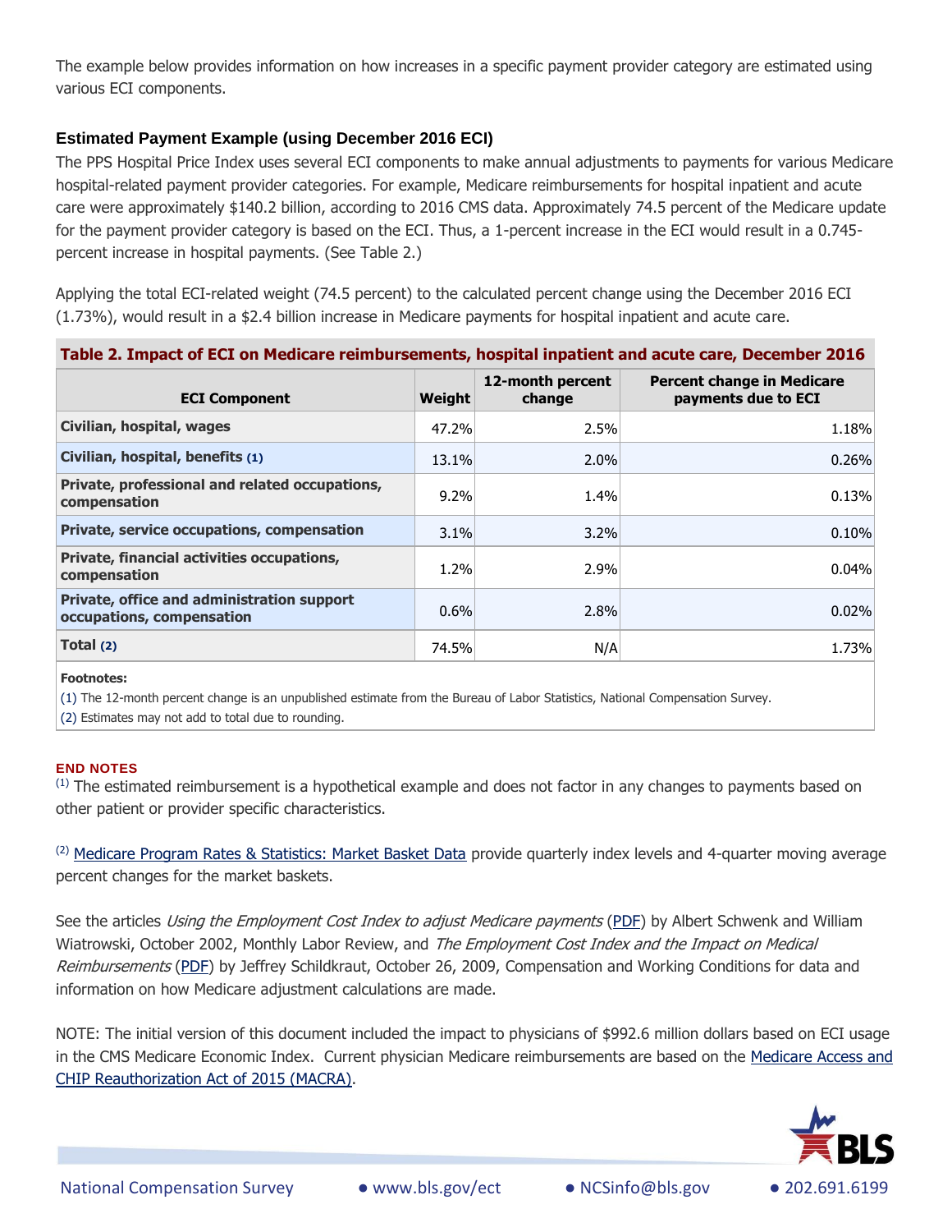The example below provides information on how increases in a specific payment provider category are estimated using various ECI components.

### Estimated Payment Example (using December 2016 ECI)

The PPS Hospital Price Index uses several ECI components to make annual adjustments to payments for various Medicare hospital-related payment provider categories. For example, Medicare reimbursements for hospital inpatient and acute care were approximately $140.2 billion, according to 2016 CMS data. Approximately 74.5 percent of the Medicare update for the payment provider category is based on the ECI. Thus, a 1-percent increase in the ECI would result in a 0.745-percent increase in hospital payments. (See Table 2.)

Applying the total ECI-related weight (74.5 percent) to the calculated percent change using the December 2016 ECI (1.73%), would result in a $2.4 billion increase in Medicare payments for hospital inpatient and acute care.

**Table 2. Impact of ECI on Medicare reimbursements, hospital inpatient and acute care, December 2016**

| ECI Component | Weight | 12-month percent change | Percent change in Medicare payments due to ECI |
|---|---|---|---|
| **Civilian, hospital, wages** | 47.2% | 2.5% | 1.18% |
| **Civilian, hospital, benefits (1)** | 13.1% | 2.0% | 0.26% |
| **Private, professional and related occupations, compensation** | 9.2% | 1.4% | 0.13% |
| **Private, service occupations, compensation** | 3.1% | 3.2% | 0.10% |
| **Private, financial activities occupations, compensation** | 1.2% | 2.9% | 0.04% |
| **Private, office and administration support occupations, compensation** | 0.6% | 2.8% | 0.02% |
| **Total (2)** | 74.5% | N/A | 1.73% |

**Footnotes:**

(1) The 12-month percent change is an unpublished estimate from the Bureau of Labor Statistics, National Compensation Survey.

(2) Estimates may not add to total due to rounding.

**END NOTES**

[1] The estimated reimbursement is a hypothetical example and does not factor in any changes to payments based on other patient or provider specific characteristics.

[2] Medicare Program Rates & Statistics: Market Basket Data provide quarterly index levels and 4-quarter moving average percent changes for the market baskets.

See the articles *Using the Employment Cost Index to adjust Medicare payments* (PDF) by Albert Schwenk and William Wiatrowski, October 2002, Monthly Labor Review, and *The Employment Cost Index and the Impact on Medical Reimbursements* (PDF) by Jeffrey Schildkraut, October 26, 2009, Compensation and Working Conditions for data and information on how Medicare adjustment calculations are made.

NOTE: The initial version of this document included the impact to physicians of $992.6 million dollars based on ECI usage in the CMS Medicare Economic Index. Current physician Medicare reimbursements are based on the Medicare Access and CHIP Reauthorization Act of 2015 (MACRA).

National Compensation Survey ● www.bls.gov/ect ● NCSinfo@bls.gov ● 202.691.6199